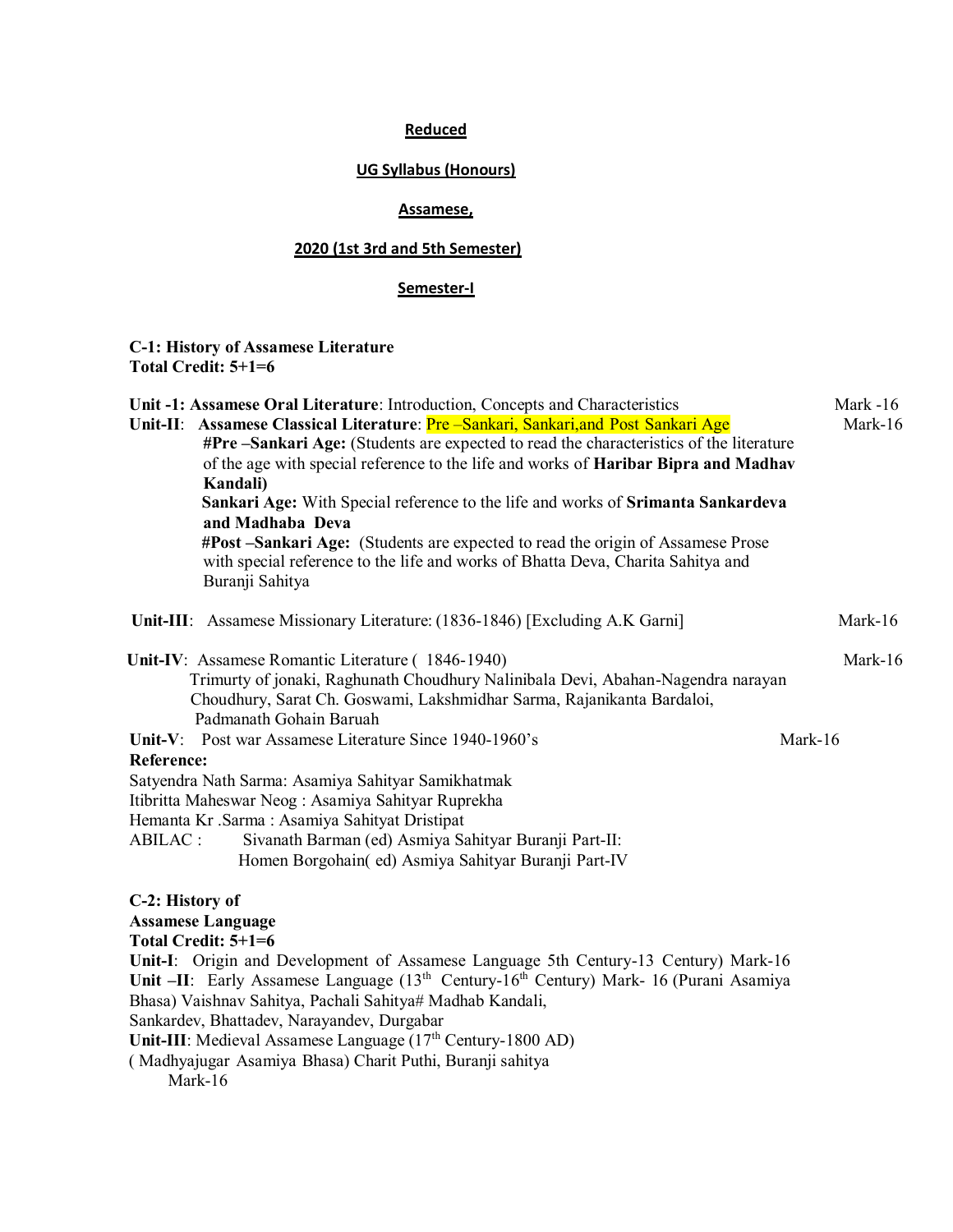**Reduced**

**UG Syllabus (Honours)**

**Assamese,**

**2020 (1st 3rd and 5th Semester)**

**Semester-I**

**C-1: History of Assamese Literature**
**Total Credit: 5+1=6**

**Unit -1: Assamese Oral Literature**: Introduction, Concepts and Characteristics — Mark -16

**Unit-II**: **Assamese Classical Literature**: Pre –Sankari, Sankari,and Post Sankari Age — Mark-16

**#Pre –Sankari Age:** (Students are expected to read the characteristics of the literature of the age with special reference to the life and works of **Haribar Bipra and Madhav Kandali)**

**Sankari Age:** With Special reference to the life and works of **Srimanta Sankardeva and Madhaba Deva**

**#Post –Sankari Age:** (Students are expected to read the origin of Assamese Prose with special reference to the life and works of Bhatta Deva, Charita Sahitya and Buranji Sahitya

**Unit-III**: Assamese Missionary Literature: (1836-1846) [Excluding A.K Garni] — Mark-16

**Unit-IV**: Assamese Romantic Literature ( 1846-1940) — Mark-16

Trimurty of jonaki, Raghunath Choudhury Nalinibala Devi, Abahan-Nagendra narayan Choudhury, Sarat Ch. Goswami, Lakshmidhar Sarma, Rajanikanta Bardaloi, Padmanath Gohain Baruah

**Unit-V**: Post war Assamese Literature Since 1940-1960's — Mark-16

**Reference:**

Satyendra Nath Sarma: Asamiya Sahityar Samikhatmak
Itibritta Maheswar Neog : Asamiya Sahityar Ruprekha
Hemanta Kr .Sarma : Asamiya Sahityat Dristipat
ABILAC : Sivanath Barman (ed) Asmiya Sahityar Buranji Part-II:
Homen Borgohain( ed) Asmiya Sahityar Buranji Part-IV

**C-2: History of Assamese Language**
**Total Credit: 5+1=6**

**Unit-I**: Origin and Development of Assamese Language 5th Century-13 Century) Mark-16

**Unit –II**: Early Assamese Language (13th Century-16th Century) Mark- 16 (Purani Asamiya Bhasa) Vaishnav Sahitya, Pachali Sahitya# Madhab Kandali, Sankardev, Bhattadev, Narayandev, Durgabar

**Unit-III**: Medieval Assamese Language (17th Century-1800 AD) ( Madhyajugar Asamiya Bhasa) Charit Puthi, Buranji sahitya
Mark-16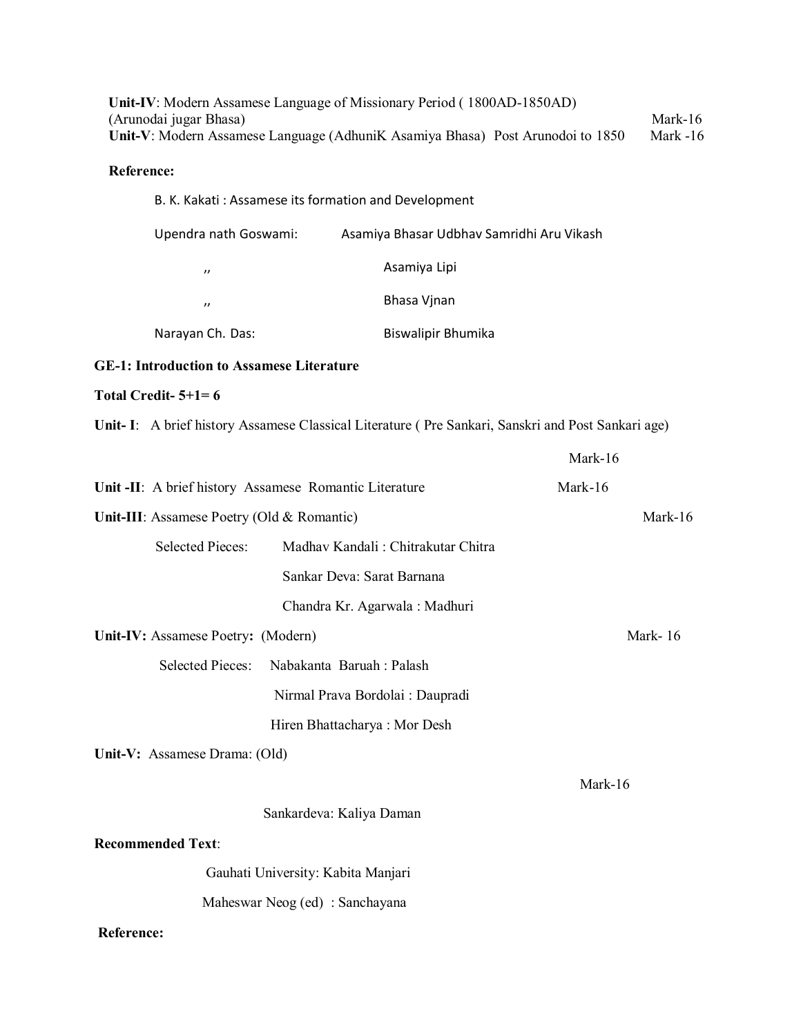**Unit-IV**: Modern Assamese Language of Missionary Period ( 1800AD-1850AD) (Arunodai jugar Bhasa) Mark-16

**Unit-V**: Modern Assamese Language (AdhuniK Asamiya Bhasa) Post Arunodoi to 1850 Mark -16

**Reference:**

B. K. Kakati : Assamese its formation and Development

Upendra nath Goswami: Asamiya Bhasar Udbhav Samridhi Aru Vikash

,, Asamiya Lipi

,, Bhasa Vjnan

Narayan Ch. Das: Biswalipir Bhumika

**GE-1: Introduction to Assamese Literature**

**Total Credit- 5+1= 6**

**Unit- I**: A brief history Assamese Classical Literature ( Pre Sankari, Sanskri and Post Sankari age) Mark-16

**Unit -II**: A brief history Assamese Romantic Literature Mark-16

**Unit-III**: Assamese Poetry (Old & Romantic) Mark-16

Selected Pieces: Madhav Kandali : Chitrakutar Chitra

Sankar Deva: Sarat Barnana

Chandra Kr. Agarwala : Madhuri

**Unit-IV:** Assamese Poetry**:** (Modern) Mark- 16

Selected Pieces: Nabakanta Baruah : Palash

Nirmal Prava Bordolai : Daupradi

Hiren Bhattacharya : Mor Desh

**Unit-V:** Assamese Drama: (Old) Mark-16

Sankardeva: Kaliya Daman

**Recommended Text**:

Gauhati University: Kabita Manjari

Maheswar Neog (ed) : Sanchayana

**Reference:**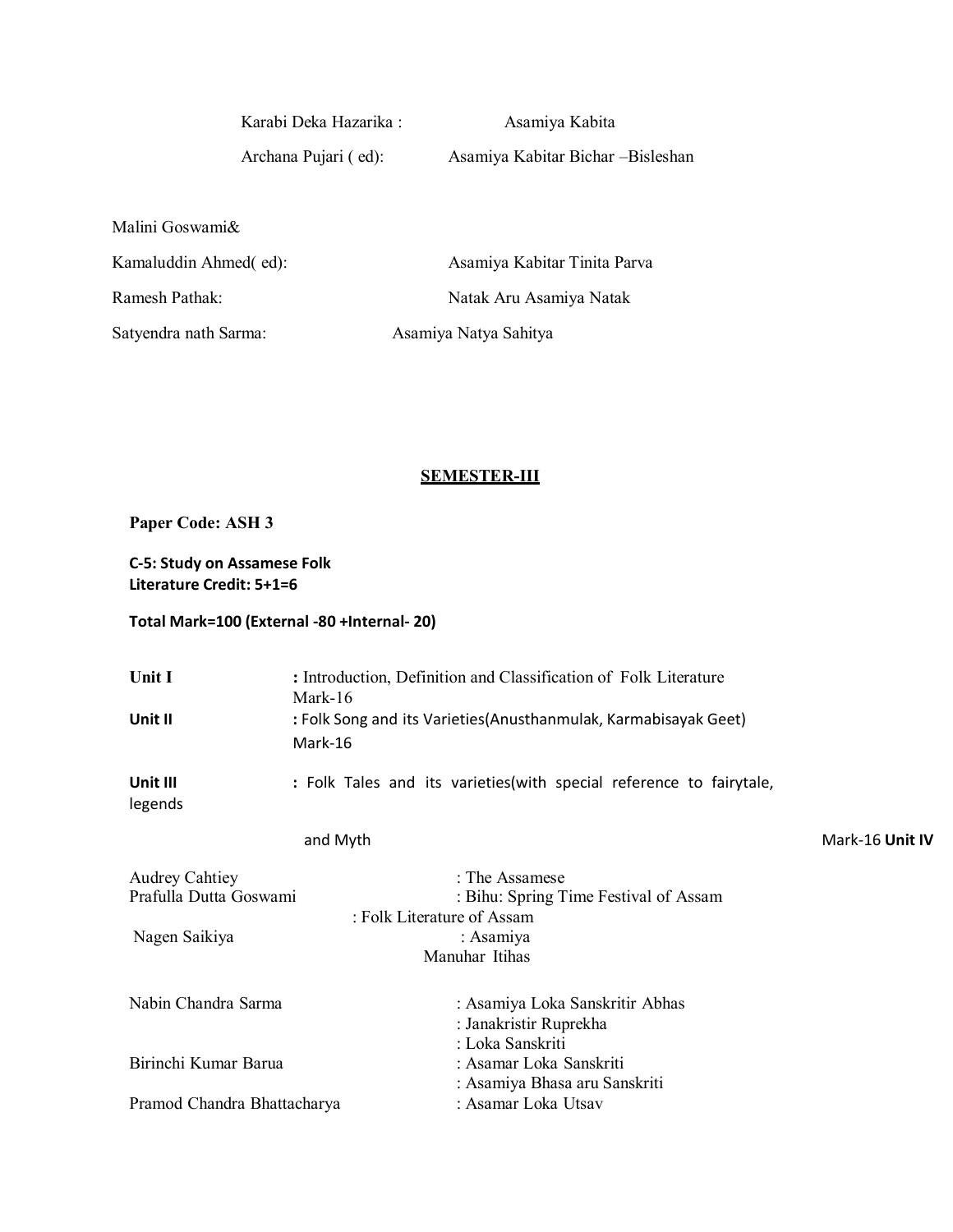Karabi Deka Hazarika : Asamiya Kabita

Archana Pujari ( ed): Asamiya Kabitar Bichar –Bisleshan

Malini Goswami&

Kamaluddin Ahmed( ed): Asamiya Kabitar Tinita Parva

Ramesh Pathak: Natak Aru Asamiya Natak

Satyendra nath Sarma: Asamiya Natya Sahitya

## SEMESTER-III

**Paper Code: ASH 3**

**C-5: Study on Assamese Folk Literature Credit: 5+1=6**

**Total Mark=100 (External -80 +Internal- 20)**

| | |
|---|---|
| **Unit I** | **:** Introduction, Definition and Classification of Folk Literature Mark-16 |
| **Unit II** | **:** Folk Song and its Varieties(Anusthanmulak, Karmabisayak Geet) Mark-16 |
| **Unit III** | **:** Folk Tales and its varieties(with special reference to fairytale, legends and Myth Mark-16 |
| **Unit IV** | |

Audrey Cahtiey : The Assamese

Prafulla Dutta Goswami : Bihu: Spring Time Festival of Assam

: Folk Literature of Assam

Nagen Saikiya : Asamiya Manuhar Itihas

Nabin Chandra Sarma : Asamiya Loka Sanskritir Abhas

: Janakristir Ruprekha

: Loka Sanskriti

Birinchi Kumar Barua : Asamar Loka Sanskriti

: Asamiya Bhasa aru Sanskriti

Pramod Chandra Bhattacharya : Asamar Loka Utsav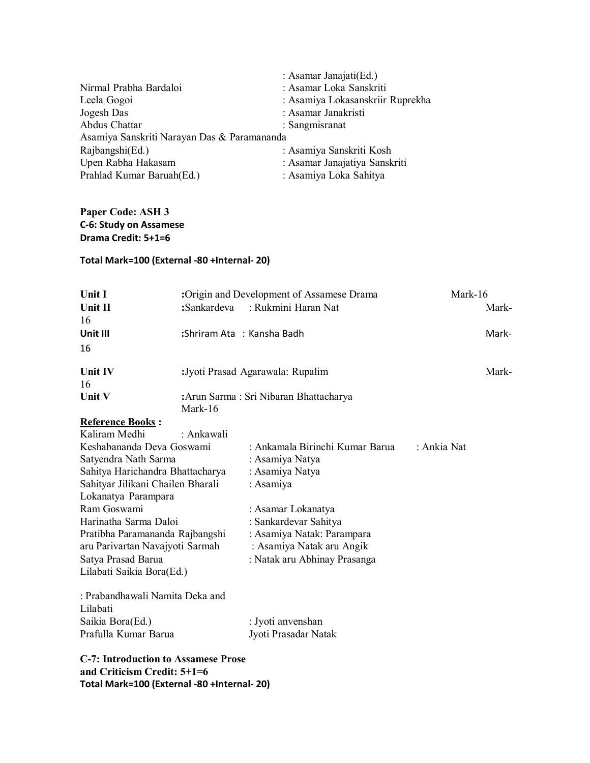| | |
|---|---|
| | : Asamar Janajati(Ed.) |
| Nirmal Prabha Bardaloi | : Asamar Loka Sanskriti |
| Leela Gogoi | : Asamiya Lokasanskriir Ruprekha |
| Jogesh Das | : Asamar Janakristi |
| Abdus Chattar | : Sangmisranat |
| Asamiya Sanskriti Narayan Das & Paramananda | |
| Rajbangshi(Ed.) | : Asamiya Sanskriti Kosh |
| Upen Rabha Hakasam | : Asamar Janajatiya Sanskriti |
| Prahlad Kumar Baruah(Ed.) | : Asamiya Loka Sahitya |

**Paper Code: ASH 3**
**C-6: Study on Assamese**
**Drama Credit: 5+1=6**

**Total Mark=100 (External -80 +Internal- 20)**

| | | |
|---|---|---|
| **Unit I** | **:**Origin and Development of Assamese Drama | Mark-16 |
| **Unit II** | **:**Sankardeva : Rukmini Haran Nat | Mark-16 |
| **Unit III** | **:**Shriram Ata : Kansha Badh | Mark-16 |
| **Unit IV** | **:**Jyoti Prasad Agarawala: Rupalim | Mark-16 |
| **Unit V** | **:**Arun Sarma : Sri Nibaran Bhattacharya | Mark-16 |

**Reference Books :**

Kaliram Medhi : Ankawali
Keshabananda Deva Goswami : Ankamala Birinchi Kumar Barua : Ankia Nat
Satyendra Nath Sarma : Asamiya Natya
Sahitya Harichandra Bhattacharya : Asamiya Natya
Sahityar Jilikani Chailen Bharali : Asamiya
Lokanatya Parampara
Ram Goswami : Asamar Lokanatya
Harinatha Sarma Daloi : Sankardevar Sahitya
Pratibha Paramananda Rajbangshi : Asamiya Natak: Parampara
aru Parivartan Navajyoti Sarmah : Asamiya Natak aru Angik
Satya Prasad Barua : Natak aru Abhinay Prasanga
Lilabati Saikia Bora(Ed.)

: Prabandhawali Namita Deka and
Lilabati
Saikia Bora(Ed.) : Jyoti anvenshan
Prafulla Kumar Barua Jyoti Prasadar Natak

**C-7: Introduction to Assamese Prose and Criticism Credit: 5+1=6**
**Total Mark=100 (External -80 +Internal- 20)**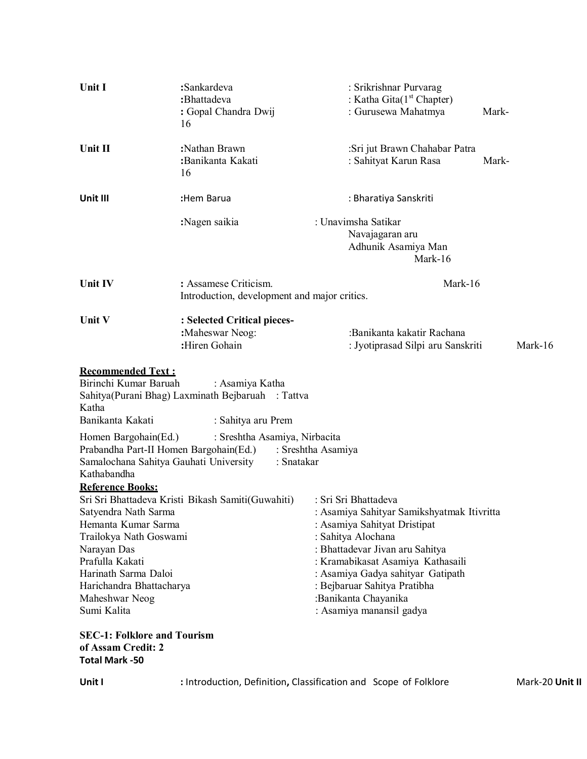| | | | |
|---|---|---|---|
| **Unit I** | **:**Sankardeva | : Srikrishnar Purvarag | |
| | **:**Bhattadeva | : Katha Gita(1st Chapter) | |
| | **:** Gopal Chandra Dwij | : Gurusewa Mahatmya | Mark-16 |
| **Unit II** | **:**Nathan Brawn | :Sri jut Brawn Chahabar Patra | |
| | **:**Banikanta Kakati | : Sahityat Karun Rasa | Mark-16 |
| **Unit III** | **:**Hem Barua | : Bharatiya Sanskriti | |
| | **:**Nagen saikia | : Unavimsha Satikar Navajagaran aru Adhunik Asamiya Man | Mark-16 |
| **Unit IV** | **:** Assamese Criticism. Introduction, development and major critics. | | Mark-16 |
| **Unit V** | **: Selected Critical pieces-** | | |
| | **:**Maheswar Neog: | :Banikanta kakatir Rachana | |
| | **:**Hiren Gohain | : Jyotiprasad Silpi aru Sanskriti | Mark-16 |

**Recommended Text :**

Birinchi Kumar Baruah : Asamiya Katha Sahitya(Purani Bhag)
Laxminath Bejbaruah : Tattva Katha
Banikanta Kakati : Sahitya aru Prem
Homen Bargohain(Ed.) : Sreshtha Asamiya, Nirbacita Prabandha Part-II
Homen Bargohain(Ed.) : Sreshtha Asamiya Samalochana Sahitya
Gauhati University : Snatakar Kathabandha

**Reference Books:**

Sri Sri Bhattadeva Kristi Bikash Samiti(Guwahiti) : Sri Sri Bhattadeva
Satyendra Nath Sarma : Asamiya Sahityar Samikshyatmak Itivritta
Hemanta Kumar Sarma : Asamiya Sahityat Dristipat
Trailokya Nath Goswami : Sahitya Alochana
Narayan Das : Bhattadevar Jivan aru Sahitya
Prafulla Kakati : Kramabikasat Asamiya Kathasaili
Harinath Sarma Daloi : Asamiya Gadya sahityar Gatipath
Harichandra Bhattacharya : Bejbaruar Sahitya Pratibha
Maheshwar Neog :Banikanta Chayanika
Sumi Kalita : Asamiya manansil gadya

**SEC-1: Folklore and Tourism of Assam Credit: 2**
**Total Mark -50**

**Unit I** **:** Introduction, Definition**,** Classification and Scope of Folklore Mark-20 **Unit II**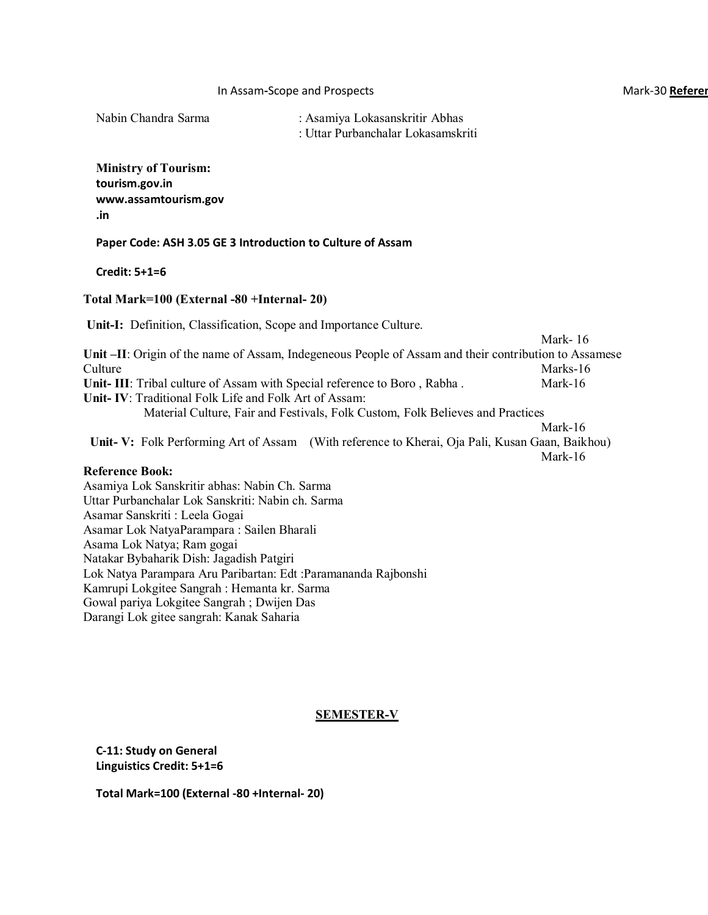In Assam-Scope and Prospects Mark-30 **Referen**

Nabin Chandra Sarma : Asamiya Lokasanskritir Abhas
: Uttar Purbanchalar Lokasamskriti

**Ministry of Tourism:**
**tourism.gov.in**
**www.assamtourism.gov**
**.in**

**Paper Code: ASH 3.05 GE 3 Introduction to Culture of Assam**

**Credit: 5+1=6**

**Total Mark=100 (External -80 +Internal- 20)**

**Unit-I:** Definition, Classification, Scope and Importance Culture. Mark- 16

**Unit –II**: Origin of the name of Assam, Indegeneous People of Assam and their contribution to Assamese Culture Marks-16

**Unit- III**: Tribal culture of Assam with Special reference to Boro , Rabha . Mark-16

**Unit- IV**: Traditional Folk Life and Folk Art of Assam:
Material Culture, Fair and Festivals, Folk Custom, Folk Believes and Practices Mark-16

**Unit- V:** Folk Performing Art of Assam (With reference to Kherai, Oja Pali, Kusan Gaan, Baikhou) Mark-16

**Reference Book:**

Asamiya Lok Sanskritir abhas: Nabin Ch. Sarma
Uttar Purbanchalar Lok Sanskriti: Nabin ch. Sarma
Asamar Sanskriti : Leela Gogai
Asamar Lok NatyaParampara : Sailen Bharali
Asama Lok Natya; Ram gogai
Natakar Bybaharik Dish: Jagadish Patgiri
Lok Natya Parampara Aru Paribartan: Edt :Paramananda Rajbonshi
Kamrupi Lokgitee Sangrah : Hemanta kr. Sarma
Gowal pariya Lokgitee Sangrah ; Dwijen Das
Darangi Lok gitee sangrah: Kanak Saharia

## SEMESTER-V

**C-11: Study on General Linguistics Credit: 5+1=6**

**Total Mark=100 (External -80 +Internal- 20)**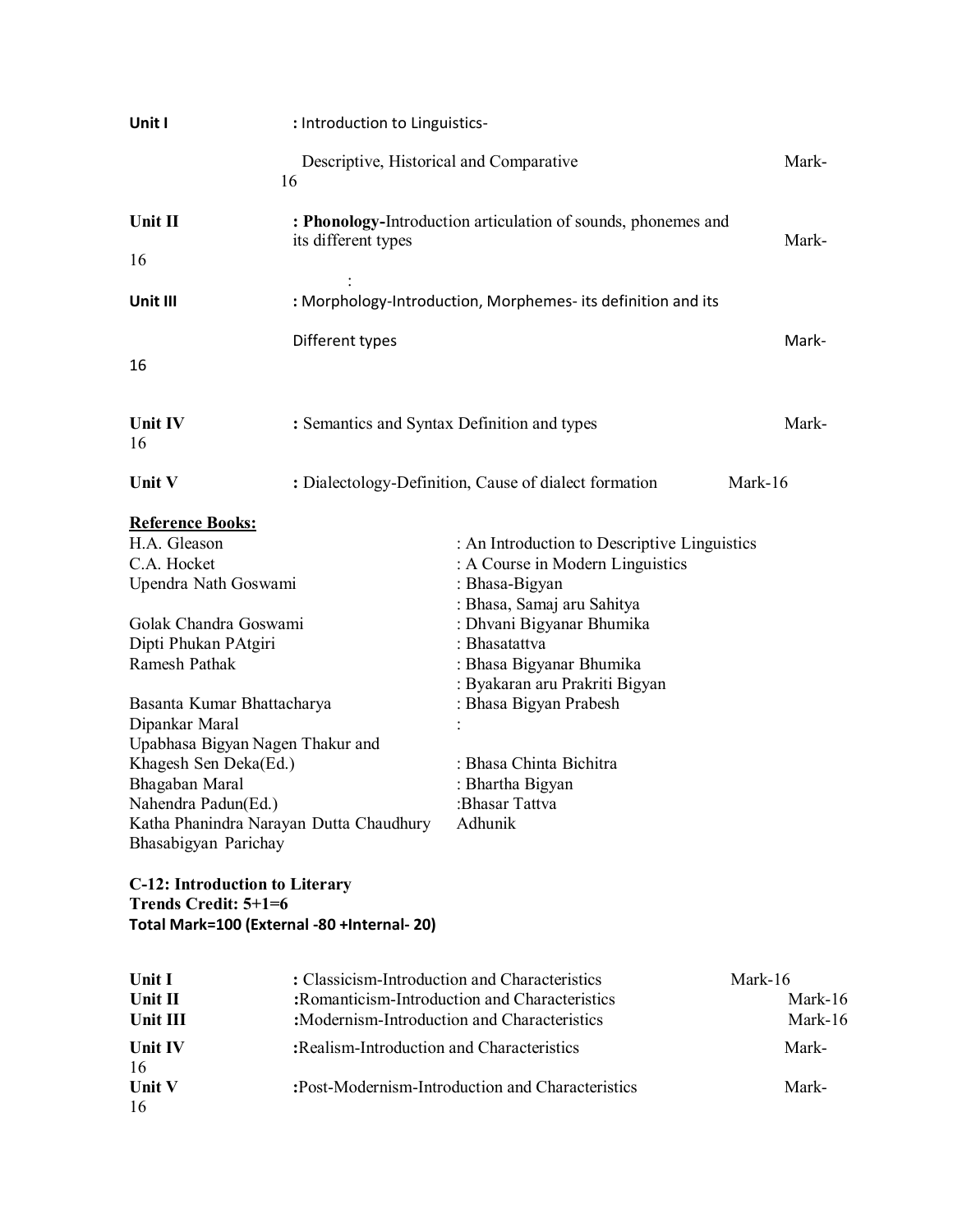**Unit I** : Introduction to Linguistics-

Descriptive, Historical and Comparative Mark-16

**Unit II** : **Phonology-**Introduction articulation of sounds, phonemes and its different types Mark-16

:

**Unit III** : Morphology-Introduction, Morphemes- its definition and its Different types Mark-16

**Unit IV** : Semantics and Syntax Definition and types Mark-16

**Unit V** : Dialectology-Definition, Cause of dialect formation Mark-16

**Reference Books:**

H.A. Gleason : An Introduction to Descriptive Linguistics
C.A. Hocket : A Course in Modern Linguistics
Upendra Nath Goswami : Bhasa-Bigyan
: Bhasa, Samaj aru Sahitya
Golak Chandra Goswami : Dhvani Bigyanar Bhumika
Dipti Phukan PAtgiri : Bhasatattva
Ramesh Pathak : Bhasa Bigyanar Bhumika
: Byakaran aru Prakriti Bigyan
Basanta Kumar Bhattacharya : Bhasa Bigyan Prabesh
Dipankar Maral :
Upabhasa Bigyan Nagen Thakur and
Khagesh Sen Deka(Ed.) : Bhasa Chinta Bichitra
Bhagaban Maral : Bhartha Bigyan
Nahendra Padun(Ed.) :Bhasar Tattva
Katha Phanindra Narayan Dutta Chaudhury Adhunik
Bhasabigyan Parichay

**C-12: Introduction to Literary Trends Credit: 5+1=6**
**Total Mark=100 (External -80 +Internal- 20)**

**Unit I** : Classicism-Introduction and Characteristics Mark-16
**Unit II** :Romanticism-Introduction and Characteristics Mark-16
**Unit III** :Modernism-Introduction and Characteristics Mark-16
**Unit IV** :Realism-Introduction and Characteristics Mark-16
**Unit V** :Post-Modernism-Introduction and Characteristics Mark-16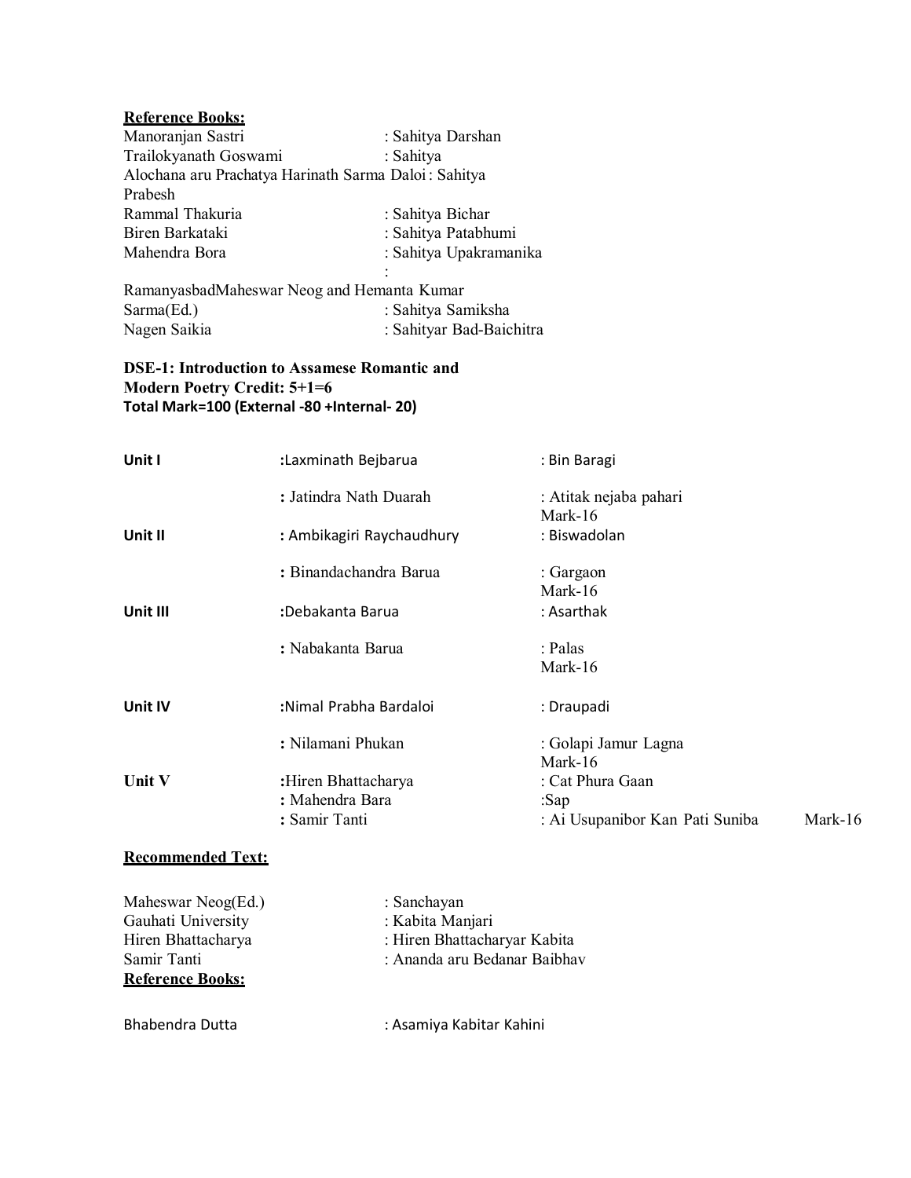**Reference Books:**

Manoranjan Sastri : Sahitya Darshan
Trailokyanath Goswami : Sahitya
Alochana aru Prachatya Harinath Sarma Daloi : Sahitya Prabesh
Rammal Thakuria : Sahitya Bichar
Biren Barkataki : Sahitya Patabhumi
Mahendra Bora : Sahitya Upakramanika
:
RamanyasbadMaheswar Neog and Hemanta Kumar Sarma(Ed.) : Sahitya Samiksha
Nagen Saikia : Sahityar Bad-Baichitra

**DSE-1: Introduction to Assamese Romantic and Modern Poetry Credit: 5+1=6**
**Total Mark=100 (External -80 +Internal- 20)**

| | | | |
|---|---|---|---|
| **Unit I** | :Laxminath Bejbarua | : Bin Baragi | |
| | **:** Jatindra Nath Duarah | : Atitak nejaba pahari | Mark-16 |
| **Unit II** | **:** Ambikagiri Raychaudhury | : Biswadolan | |
| | **:** Binandachandra Barua | : Gargaon | Mark-16 |
| **Unit III** | :Debakanta Barua | : Asarthak | |
| | **:** Nabakanta Barua | : Palas | Mark-16 |
| **Unit IV** | :Nimal Prabha Bardaloi | : Draupadi | |
| | **:** Nilamani Phukan | : Golapi Jamur Lagna | Mark-16 |
| **Unit V** | :Hiren Bhattacharya | : Cat Phura Gaan | |
| | **:** Mahendra Bara | :Sap | |
| | **:** Samir Tanti | : Ai Usupanibor Kan Pati Suniba | Mark-16 |

**Recommended Text:**

Maheswar Neog(Ed.) : Sanchayan
Gauhati University : Kabita Manjari
Hiren Bhattacharya : Hiren Bhattacharyar Kabita
Samir Tanti : Ananda aru Bedanar Baibhav

**Reference Books:**

Bhabendra Dutta : Asamiya Kabitar Kahini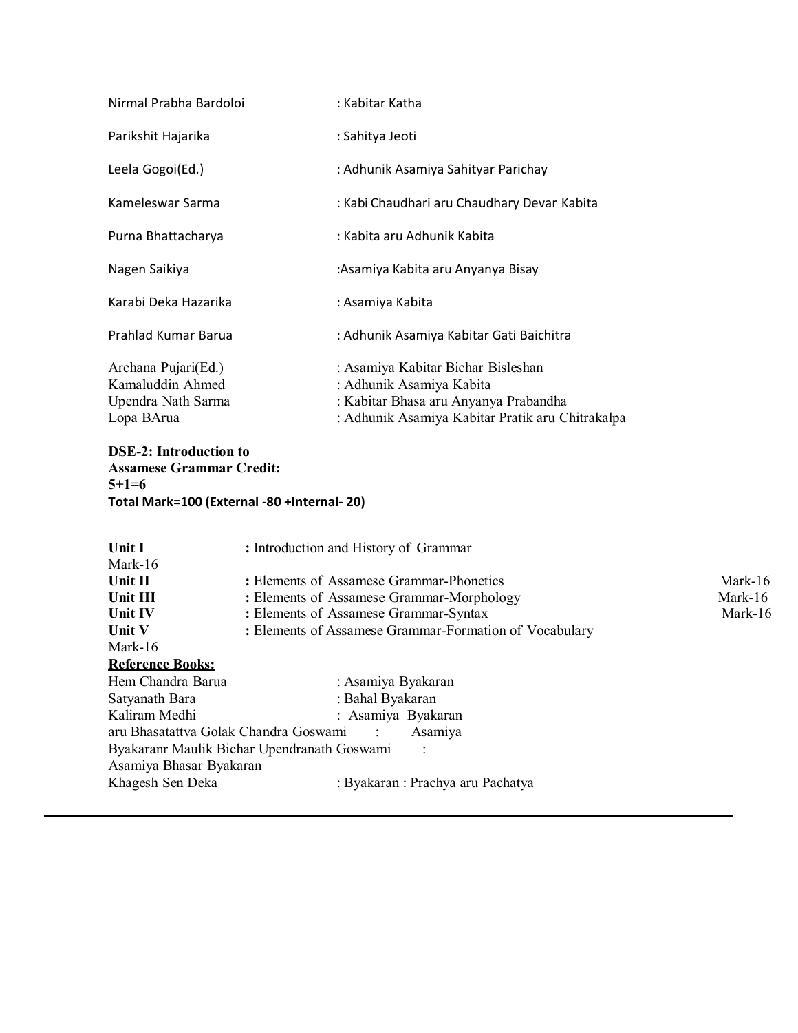| | |
|---|---|
| Nirmal Prabha Bardoloi | : Kabitar Katha |
| Parikshit Hajarika | : Sahitya Jeoti |
| Leela Gogoi(Ed.) | : Adhunik Asamiya Sahityar Parichay |
| Kameleswar Sarma | : Kabi Chaudhari aru Chaudhary Devar Kabita |
| Purna Bhattacharya | : Kabita aru Adhunik Kabita |
| Nagen Saikiya | :Asamiya Kabita aru Anyanya Bisay |
| Karabi Deka Hazarika | : Asamiya Kabita |
| Prahlad Kumar Barua | : Adhunik Asamiya Kabitar Gati Baichitra |
| Archana Pujari(Ed.) | : Asamiya Kabitar Bichar Bisleshan |
| Kamaluddin Ahmed | : Adhunik Asamiya Kabita |
| Upendra Nath Sarma | : Kabitar Bhasa aru Anyanya Prabandha |
| Lopa BArua | : Adhunik Asamiya Kabitar Pratik aru Chitrakalpa |

**DSE-2: Introduction to Assamese Grammar Credit: 5+1=6**

**Total Mark=100 (External -80 +Internal- 20)**

| | | |
|---|---|---|
| **Unit I** | **:** Introduction and History of Grammar | Mark-16 |
| **Unit II** | **:** Elements of Assamese Grammar-Phonetics | Mark-16 |
| **Unit III** | **:** Elements of Assamese Grammar-Morphology | Mark-16 |
| **Unit IV** | **:** Elements of Assamese Grammar-Syntax | Mark-16 |
| **Unit V** | **:** Elements of Assamese Grammar-Formation of Vocabulary | Mark-16 |

**Reference Books:**

Hem Chandra Barua : Asamiya Byakaran

Satyanath Bara : Bahal Byakaran

Kaliram Medhi : Asamiya Byakaran aru Bhasatattva

Golak Chandra Goswami : Asamiya Byakaranr Maulik Bichar

Upendranath Goswami : Asamiya Bhasar Byakaran

Khagesh Sen Deka : Byakaran : Prachya aru Pachatya